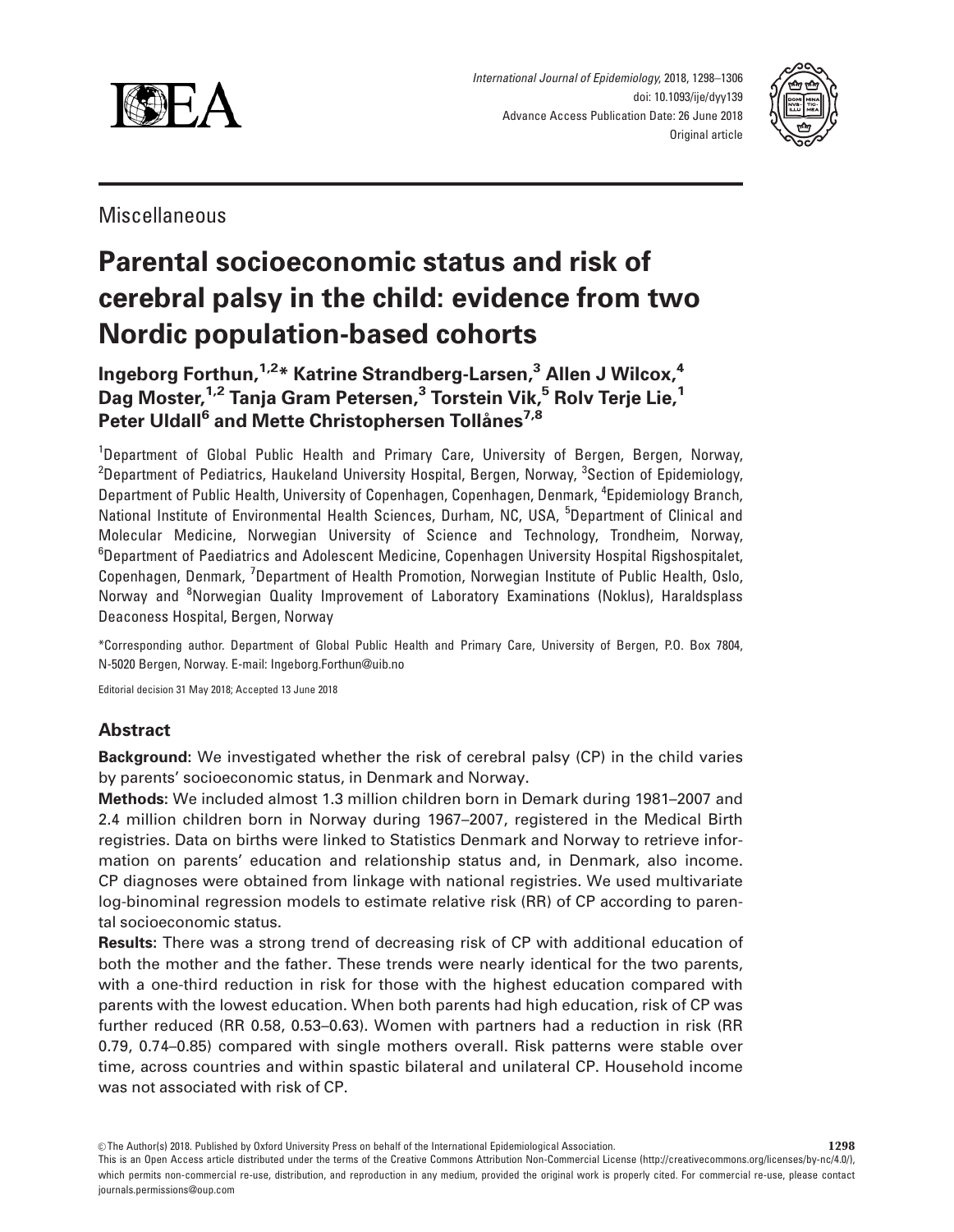Miscellaneous

# Parental socioeconomic status and risk of cerebral palsy in the child: evidence from two Nordic population-based cohorts

**Ingeborg Forthun,[1,2]* Katrine Strandberg-Larsen,[3] Allen J Wilcox,[4] Dag Moster,[1,2] Tanja Gram Petersen,[3] Torstein Vik,[5] Rolv Terje Lie,[1] Peter Uldall[6] and Mette Christophersen Tollånes[7,8]**

[1]Department of Global Public Health and Primary Care, University of Bergen, Bergen, Norway, [2]Department of Pediatrics, Haukeland University Hospital, Bergen, Norway, [3]Section of Epidemiology, Department of Public Health, University of Copenhagen, Copenhagen, Denmark, [4]Epidemiology Branch, National Institute of Environmental Health Sciences, Durham, NC, USA, [5]Department of Clinical and Molecular Medicine, Norwegian University of Science and Technology, Trondheim, Norway, [6]Department of Paediatrics and Adolescent Medicine, Copenhagen University Hospital Rigshospitalet, Copenhagen, Denmark, [7]Department of Health Promotion, Norwegian Institute of Public Health, Oslo, Norway and [8]Norwegian Quality Improvement of Laboratory Examinations (Noklus), Haraldsplass Deaconess Hospital, Bergen, Norway

*Corresponding author. Department of Global Public Health and Primary Care, University of Bergen, P.O. Box 7804, N-5020 Bergen, Norway. E-mail: Ingeborg.Forthun@uib.no

Editorial decision 31 May 2018; Accepted 13 June 2018

## Abstract

**Background:** We investigated whether the risk of cerebral palsy (CP) in the child varies by parents' socioeconomic status, in Denmark and Norway.

**Methods:** We included almost 1.3 million children born in Demark during 1981–2007 and 2.4 million children born in Norway during 1967–2007, registered in the Medical Birth registries. Data on births were linked to Statistics Denmark and Norway to retrieve information on parents' education and relationship status and, in Denmark, also income. CP diagnoses were obtained from linkage with national registries. We used multivariate log-binominal regression models to estimate relative risk (RR) of CP according to parental socioeconomic status.

**Results:** There was a strong trend of decreasing risk of CP with additional education of both the mother and the father. These trends were nearly identical for the two parents, with a one-third reduction in risk for those with the highest education compared with parents with the lowest education. When both parents had high education, risk of CP was further reduced (RR 0.58, 0.53–0.63). Women with partners had a reduction in risk (RR 0.79, 0.74–0.85) compared with single mothers overall. Risk patterns were stable over time, across countries and within spastic bilateral and unilateral CP. Household income was not associated with risk of CP.

© The Author(s) 2018. Published by Oxford University Press on behalf of the International Epidemiological Association.
This is an Open Access article distributed under the terms of the Creative Commons Attribution Non-Commercial License (http://creativecommons.org/licenses/by-nc/4.0/), which permits non-commercial re-use, distribution, and reproduction in any medium, provided the original work is properly cited. For commercial re-use, please contact journals.permissions@oup.com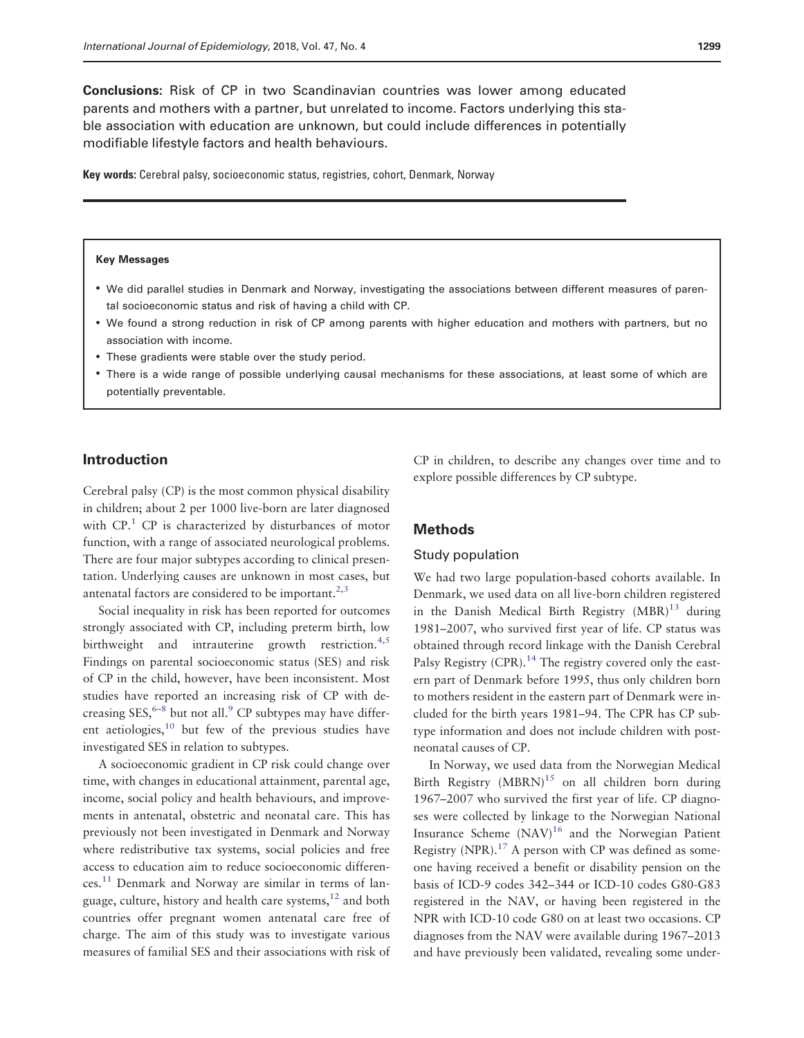**Conclusions:** Risk of CP in two Scandinavian countries was lower among educated parents and mothers with a partner, but unrelated to income. Factors underlying this stable association with education are unknown, but could include differences in potentially modifiable lifestyle factors and health behaviours.

**Key words:** Cerebral palsy, socioeconomic status, registries, cohort, Denmark, Norway

**Key Messages**

- We did parallel studies in Denmark and Norway, investigating the associations between different measures of parental socioeconomic status and risk of having a child with CP.
- We found a strong reduction in risk of CP among parents with higher education and mothers with partners, but no association with income.
- These gradients were stable over the study period.
- There is a wide range of possible underlying causal mechanisms for these associations, at least some of which are potentially preventable.

## Introduction

Cerebral palsy (CP) is the most common physical disability in children; about 2 per 1000 live-born are later diagnosed with CP.[1] CP is characterized by disturbances of motor function, with a range of associated neurological problems. There are four major subtypes according to clinical presentation. Underlying causes are unknown in most cases, but antenatal factors are considered to be important.[2,3]

Social inequality in risk has been reported for outcomes strongly associated with CP, including preterm birth, low birthweight and intrauterine growth restriction.[4,5] Findings on parental socioeconomic status (SES) and risk of CP in the child, however, have been inconsistent. Most studies have reported an increasing risk of CP with decreasing SES,[6–8] but not all.[9] CP subtypes may have different aetiologies,[10] but few of the previous studies have investigated SES in relation to subtypes.

A socioeconomic gradient in CP risk could change over time, with changes in educational attainment, parental age, income, social policy and health behaviours, and improvements in antenatal, obstetric and neonatal care. This has previously not been investigated in Denmark and Norway where redistributive tax systems, social policies and free access to education aim to reduce socioeconomic differences.[11] Denmark and Norway are similar in terms of language, culture, history and health care systems,[12] and both countries offer pregnant women antenatal care free of charge. The aim of this study was to investigate various measures of familial SES and their associations with risk of CP in children, to describe any changes over time and to explore possible differences by CP subtype.

## Methods

### Study population

We had two large population-based cohorts available. In Denmark, we used data on all live-born children registered in the Danish Medical Birth Registry (MBR)[13] during 1981–2007, who survived first year of life. CP status was obtained through record linkage with the Danish Cerebral Palsy Registry (CPR).[14] The registry covered only the eastern part of Denmark before 1995, thus only children born to mothers resident in the eastern part of Denmark were included for the birth years 1981–94. The CPR has CP subtype information and does not include children with postneonatal causes of CP.

In Norway, we used data from the Norwegian Medical Birth Registry (MBRN)[15] on all children born during 1967–2007 who survived the first year of life. CP diagnoses were collected by linkage to the Norwegian National Insurance Scheme (NAV)[16] and the Norwegian Patient Registry (NPR).[17] A person with CP was defined as someone having received a benefit or disability pension on the basis of ICD-9 codes 342–344 or ICD-10 codes G80-G83 registered in the NAV, or having been registered in the NPR with ICD-10 code G80 on at least two occasions. CP diagnoses from the NAV were available during 1967–2013 and have previously been validated, revealing some under-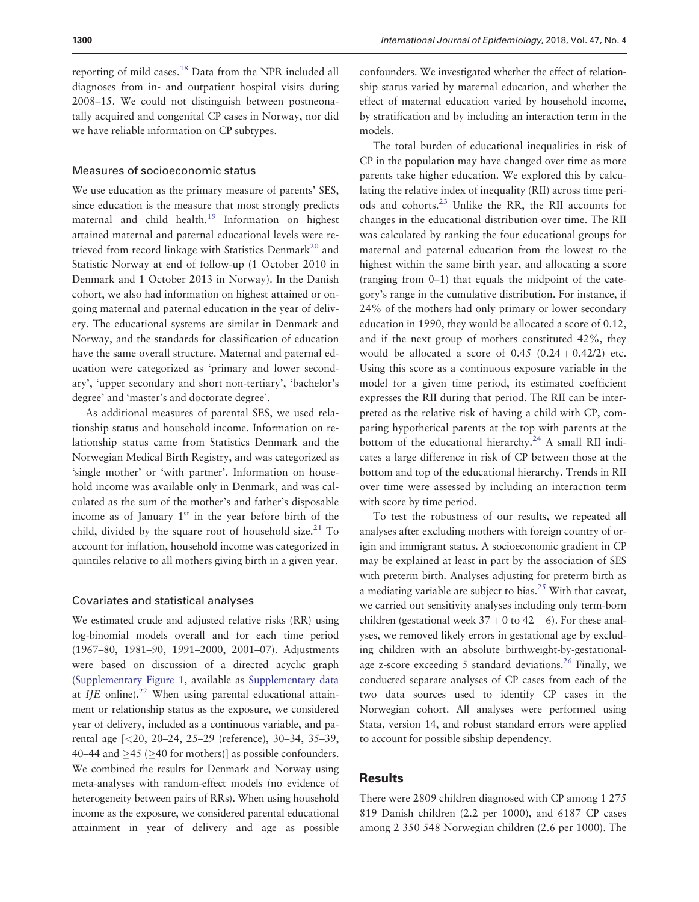reporting of mild cases.[18] Data from the NPR included all diagnoses from in- and outpatient hospital visits during 2008–15. We could not distinguish between postneonatally acquired and congenital CP cases in Norway, nor did we have reliable information on CP subtypes.

### Measures of socioeconomic status

We use education as the primary measure of parents' SES, since education is the measure that most strongly predicts maternal and child health.[19] Information on highest attained maternal and paternal educational levels were retrieved from record linkage with Statistics Denmark[20] and Statistic Norway at end of follow-up (1 October 2010 in Denmark and 1 October 2013 in Norway). In the Danish cohort, we also had information on highest attained or ongoing maternal and paternal education in the year of delivery. The educational systems are similar in Denmark and Norway, and the standards for classification of education have the same overall structure. Maternal and paternal education were categorized as 'primary and lower secondary', 'upper secondary and short non-tertiary', 'bachelor's degree' and 'master's and doctorate degree'.

As additional measures of parental SES, we used relationship status and household income. Information on relationship status came from Statistics Denmark and the Norwegian Medical Birth Registry, and was categorized as 'single mother' or 'with partner'. Information on household income was available only in Denmark, and was calculated as the sum of the mother's and father's disposable income as of January 1st in the year before birth of the child, divided by the square root of household size.[21] To account for inflation, household income was categorized in quintiles relative to all mothers giving birth in a given year.

### Covariates and statistical analyses

We estimated crude and adjusted relative risks (RR) using log-binomial models overall and for each time period (1967–80, 1981–90, 1991–2000, 2001–07). Adjustments were based on discussion of a directed acyclic graph (Supplementary Figure 1, available as Supplementary data at *IJE* online).[22] When using parental educational attainment or relationship status as the exposure, we considered year of delivery, included as a continuous variable, and parental age [<20, 20–24, 25–29 (reference), 30–34, 35–39, 40–44 and ≥45 (≥40 for mothers)] as possible confounders. We combined the results for Denmark and Norway using meta-analyses with random-effect models (no evidence of heterogeneity between pairs of RRs). When using household income as the exposure, we considered parental educational attainment in year of delivery and age as possible confounders. We investigated whether the effect of relationship status varied by maternal education, and whether the effect of maternal education varied by household income, by stratification and by including an interaction term in the models.

The total burden of educational inequalities in risk of CP in the population may have changed over time as more parents take higher education. We explored this by calculating the relative index of inequality (RII) across time periods and cohorts.[23] Unlike the RR, the RII accounts for changes in the educational distribution over time. The RII was calculated by ranking the four educational groups for maternal and paternal education from the lowest to the highest within the same birth year, and allocating a score (ranging from 0–1) that equals the midpoint of the category's range in the cumulative distribution. For instance, if 24% of the mothers had only primary or lower secondary education in 1990, they would be allocated a score of 0.12, and if the next group of mothers constituted 42%, they would be allocated a score of 0.45 ($0.24 + 0.42/2$) etc. Using this score as a continuous exposure variable in the model for a given time period, its estimated coefficient expresses the RII during that period. The RII can be interpreted as the relative risk of having a child with CP, comparing hypothetical parents at the top with parents at the bottom of the educational hierarchy.[24] A small RII indicates a large difference in risk of CP between those at the bottom and top of the educational hierarchy. Trends in RII over time were assessed by including an interaction term with score by time period.

To test the robustness of our results, we repeated all analyses after excluding mothers with foreign country of origin and immigrant status. A socioeconomic gradient in CP may be explained at least in part by the association of SES with preterm birth. Analyses adjusting for preterm birth as a mediating variable are subject to bias.[25] With that caveat, we carried out sensitivity analyses including only term-born children (gestational week $37 + 0$ to $42 + 6$). For these analyses, we removed likely errors in gestational age by excluding children with an absolute birthweight-by-gestational-age z-score exceeding 5 standard deviations.[26] Finally, we conducted separate analyses of CP cases from each of the two data sources used to identify CP cases in the Norwegian cohort. All analyses were performed using Stata, version 14, and robust standard errors were applied to account for possible sibship dependency.

## Results

There were 2809 children diagnosed with CP among 1 275 819 Danish children (2.2 per 1000), and 6187 CP cases among 2 350 548 Norwegian children (2.6 per 1000). The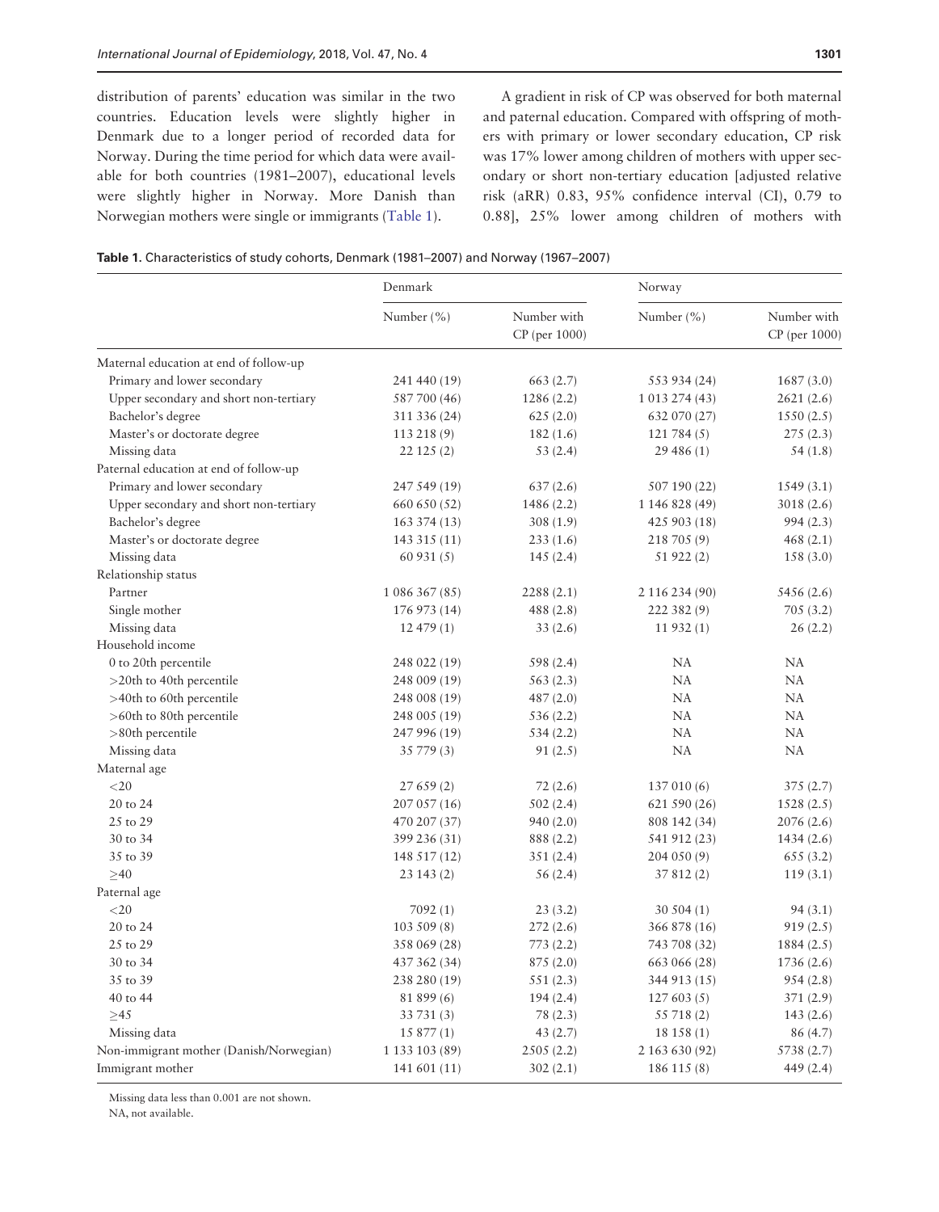distribution of parents' education was similar in the two countries. Education levels were slightly higher in Denmark due to a longer period of recorded data for Norway. During the time period for which data were available for both countries (1981–2007), educational levels were slightly higher in Norway. More Danish than Norwegian mothers were single or immigrants (Table 1).

A gradient in risk of CP was observed for both maternal and paternal education. Compared with offspring of mothers with primary or lower secondary education, CP risk was 17% lower among children of mothers with upper secondary or short non-tertiary education [adjusted relative risk (aRR) 0.83, 95% confidence interval (CI), 0.79 to 0.88], 25% lower among children of mothers with

**Table 1.** Characteristics of study cohorts, Denmark (1981–2007) and Norway (1967–2007)

| | Denmark | | Norway | |
|---|---|---|---|---|
| | Number (%) | Number with CP (per 1000) | Number (%) | Number with CP (per 1000) |
| Maternal education at end of follow-up | | | | |
| Primary and lower secondary | 241 440 (19) | 663 (2.7) | 553 934 (24) | 1687 (3.0) |
| Upper secondary and short non-tertiary | 587 700 (46) | 1286 (2.2) | 1 013 274 (43) | 2621 (2.6) |
| Bachelor's degree | 311 336 (24) | 625 (2.0) | 632 070 (27) | 1550 (2.5) |
| Master's or doctorate degree | 113 218 (9) | 182 (1.6) | 121 784 (5) | 275 (2.3) |
| Missing data | 22 125 (2) | 53 (2.4) | 29 486 (1) | 54 (1.8) |
| Paternal education at end of follow-up | | | | |
| Primary and lower secondary | 247 549 (19) | 637 (2.6) | 507 190 (22) | 1549 (3.1) |
| Upper secondary and short non-tertiary | 660 650 (52) | 1486 (2.2) | 1 146 828 (49) | 3018 (2.6) |
| Bachelor's degree | 163 374 (13) | 308 (1.9) | 425 903 (18) | 994 (2.3) |
| Master's or doctorate degree | 143 315 (11) | 233 (1.6) | 218 705 (9) | 468 (2.1) |
| Missing data | 60 931 (5) | 145 (2.4) | 51 922 (2) | 158 (3.0) |
| Relationship status | | | | |
| Partner | 1 086 367 (85) | 2288 (2.1) | 2 116 234 (90) | 5456 (2.6) |
| Single mother | 176 973 (14) | 488 (2.8) | 222 382 (9) | 705 (3.2) |
| Missing data | 12 479 (1) | 33 (2.6) | 11 932 (1) | 26 (2.2) |
| Household income | | | | |
| 0 to 20th percentile | 248 022 (19) | 598 (2.4) | NA | NA |
| >20th to 40th percentile | 248 009 (19) | 563 (2.3) | NA | NA |
| >40th to 60th percentile | 248 008 (19) | 487 (2.0) | NA | NA |
| >60th to 80th percentile | 248 005 (19) | 536 (2.2) | NA | NA |
| >80th percentile | 247 996 (19) | 534 (2.2) | NA | NA |
| Missing data | 35 779 (3) | 91 (2.5) | NA | NA |
| Maternal age | | | | |
| <20 | 27 659 (2) | 72 (2.6) | 137 010 (6) | 375 (2.7) |
| 20 to 24 | 207 057 (16) | 502 (2.4) | 621 590 (26) | 1528 (2.5) |
| 25 to 29 | 470 207 (37) | 940 (2.0) | 808 142 (34) | 2076 (2.6) |
| 30 to 34 | 399 236 (31) | 888 (2.2) | 541 912 (23) | 1434 (2.6) |
| 35 to 39 | 148 517 (12) | 351 (2.4) | 204 050 (9) | 655 (3.2) |
| ≥40 | 23 143 (2) | 56 (2.4) | 37 812 (2) | 119 (3.1) |
| Paternal age | | | | |
| <20 | 7092 (1) | 23 (3.2) | 30 504 (1) | 94 (3.1) |
| 20 to 24 | 103 509 (8) | 272 (2.6) | 366 878 (16) | 919 (2.5) |
| 25 to 29 | 358 069 (28) | 773 (2.2) | 743 708 (32) | 1884 (2.5) |
| 30 to 34 | 437 362 (34) | 875 (2.0) | 663 066 (28) | 1736 (2.6) |
| 35 to 39 | 238 280 (19) | 551 (2.3) | 344 913 (15) | 954 (2.8) |
| 40 to 44 | 81 899 (6) | 194 (2.4) | 127 603 (5) | 371 (2.9) |
| ≥45 | 33 731 (3) | 78 (2.3) | 55 718 (2) | 143 (2.6) |
| Missing data | 15 877 (1) | 43 (2.7) | 18 158 (1) | 86 (4.7) |
| Non-immigrant mother (Danish/Norwegian) | 1 133 103 (89) | 2505 (2.2) | 2 163 630 (92) | 5738 (2.7) |
| Immigrant mother | 141 601 (11) | 302 (2.1) | 186 115 (8) | 449 (2.4) |

Missing data less than 0.001 are not shown.
NA, not available.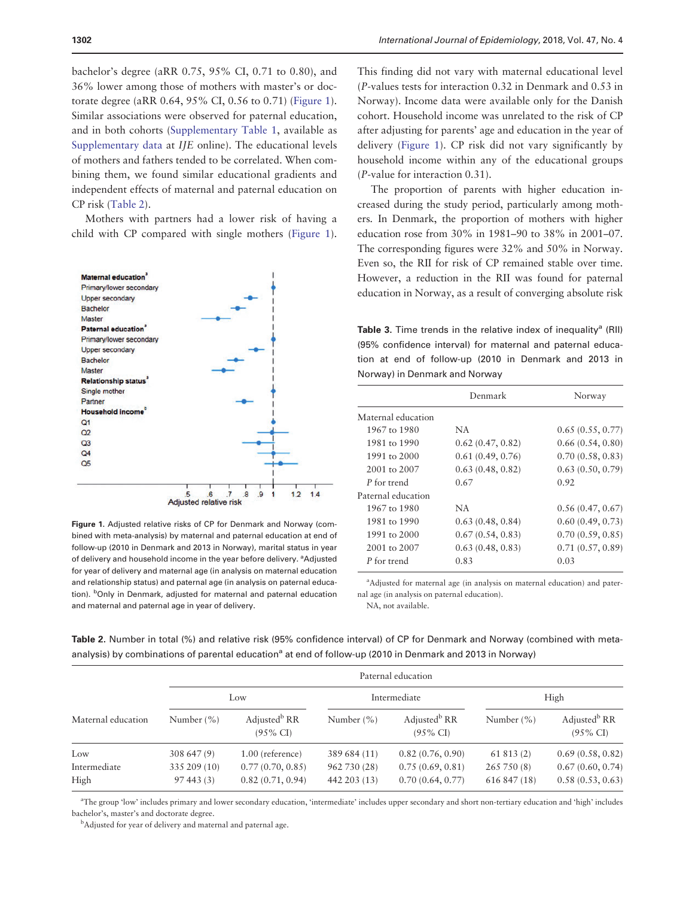bachelor's degree (aRR 0.75, 95% CI, 0.71 to 0.80), and 36% lower among those of mothers with master's or doctorate degree (aRR 0.64, 95% CI, 0.56 to 0.71) (Figure 1). Similar associations were observed for paternal education, and in both cohorts (Supplementary Table 1, available as Supplementary data at *IJE* online). The educational levels of mothers and fathers tended to be correlated. When combining them, we found similar educational gradients and independent effects of maternal and paternal education on CP risk (Table 2).

Mothers with partners had a lower risk of having a child with CP compared with single mothers (Figure 1).

Figure 1. Adjusted relative risks of CP for Denmark and Norway (combined with meta-analysis) by maternal and paternal education at end of follow-up (2010 in Denmark and 2013 in Norway), marital status in year of delivery and household income in the year before delivery. [a]Adjusted for year of delivery and maternal age (in analysis on maternal education and relationship status) and paternal age (in analysis on paternal education). [b]Only in Denmark, adjusted for maternal and paternal education and maternal and paternal age in year of delivery.

This finding did not vary with maternal educational level (*P*-values tests for interaction 0.32 in Denmark and 0.53 in Norway). Income data were available only for the Danish cohort. Household income was unrelated to the risk of CP after adjusting for parents' age and education in the year of delivery (Figure 1). CP risk did not vary significantly by household income within any of the educational groups (*P*-value for interaction 0.31).

The proportion of parents with higher education increased during the study period, particularly among mothers. In Denmark, the proportion of mothers with higher education rose from 30% in 1981–90 to 38% in 2001–07. The corresponding figures were 32% and 50% in Norway. Even so, the RII for risk of CP remained stable over time. However, a reduction in the RII was found for paternal education in Norway, as a result of converging absolute risk

**Table 3.** Time trends in the relative index of inequality[a] (RII) (95% confidence interval) for maternal and paternal education at end of follow-up (2010 in Denmark and 2013 in Norway) in Denmark and Norway

| | Denmark | Norway |
|---|---|---|
| Maternal education | | |
| 1967 to 1980 | NA | 0.65 (0.55, 0.77) |
| 1981 to 1990 | 0.62 (0.47, 0.82) | 0.66 (0.54, 0.80) |
| 1991 to 2000 | 0.61 (0.49, 0.76) | 0.70 (0.58, 0.83) |
| 2001 to 2007 | 0.63 (0.48, 0.82) | 0.63 (0.50, 0.79) |
| *P* for trend | 0.67 | 0.92 |
| Paternal education | | |
| 1967 to 1980 | NA | 0.56 (0.47, 0.67) |
| 1981 to 1990 | 0.63 (0.48, 0.84) | 0.60 (0.49, 0.73) |
| 1991 to 2000 | 0.67 (0.54, 0.83) | 0.70 (0.59, 0.85) |
| 2001 to 2007 | 0.63 (0.48, 0.83) | 0.71 (0.57, 0.89) |
| *P* for trend | 0.83 | 0.03 |

[a]Adjusted for maternal age (in analysis on maternal education) and paternal age (in analysis on paternal education).
NA, not available.

**Table 2.** Number in total (%) and relative risk (95% confidence interval) of CP for Denmark and Norway (combined with meta-analysis) by combinations of parental education[a] at end of follow-up (2010 in Denmark and 2013 in Norway)

| Maternal education | Paternal education | | | | | |
|---|---|---|---|---|---|---|
| | Low | | Intermediate | | High | |
| | Number (%) | Adjusted[b] RR (95% CI) | Number (%) | Adjusted[b] RR (95% CI) | Number (%) | Adjusted[b] RR (95% CI) |
| Low | 308 647 (9) | 1.00 (reference) | 389 684 (11) | 0.82 (0.76, 0.90) | 61 813 (2) | 0.69 (0.58, 0.82) |
| Intermediate | 335 209 (10) | 0.77 (0.70, 0.85) | 962 730 (28) | 0.75 (0.69, 0.81) | 265 750 (8) | 0.67 (0.60, 0.74) |
| High | 97 443 (3) | 0.82 (0.71, 0.94) | 442 203 (13) | 0.70 (0.64, 0.77) | 616 847 (18) | 0.58 (0.53, 0.63) |

[a]The group 'low' includes primary and lower secondary education, 'intermediate' includes upper secondary and short non-tertiary education and 'high' includes bachelor's, master's and doctorate degree.
[b]Adjusted for year of delivery and maternal and paternal age.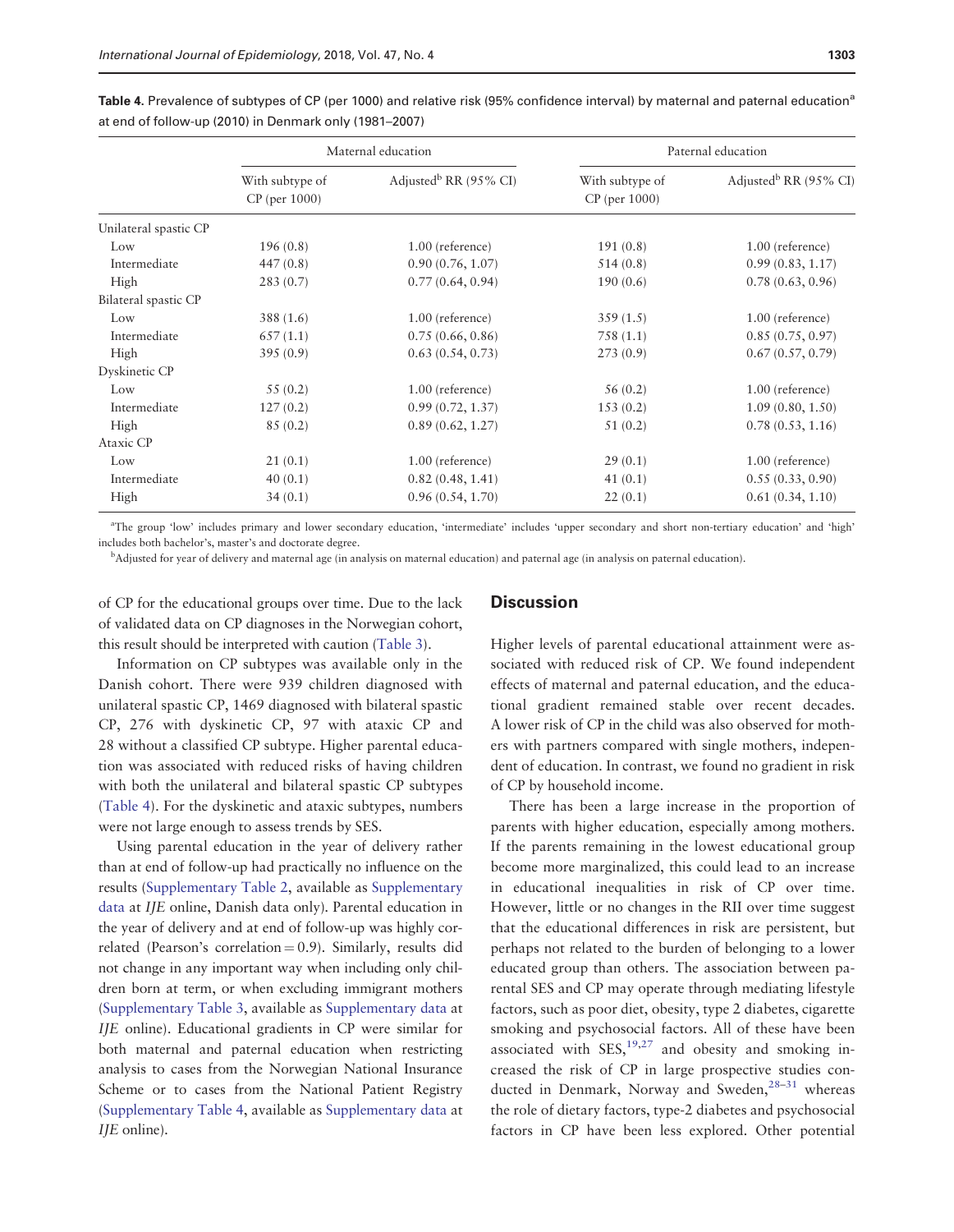**Table 4.** Prevalence of subtypes of CP (per 1000) and relative risk (95% confidence interval) by maternal and paternal education[a] at end of follow-up (2010) in Denmark only (1981–2007)

| | Maternal education | | Paternal education | |
|---|---|---|---|---|
| | With subtype of CP (per 1000) | Adjusted[b] RR (95% CI) | With subtype of CP (per 1000) | Adjusted[b] RR (95% CI) |
| Unilateral spastic CP | | | | |
| Low | 196 (0.8) | 1.00 (reference) | 191 (0.8) | 1.00 (reference) |
| Intermediate | 447 (0.8) | 0.90 (0.76, 1.07) | 514 (0.8) | 0.99 (0.83, 1.17) |
| High | 283 (0.7) | 0.77 (0.64, 0.94) | 190 (0.6) | 0.78 (0.63, 0.96) |
| Bilateral spastic CP | | | | |
| Low | 388 (1.6) | 1.00 (reference) | 359 (1.5) | 1.00 (reference) |
| Intermediate | 657 (1.1) | 0.75 (0.66, 0.86) | 758 (1.1) | 0.85 (0.75, 0.97) |
| High | 395 (0.9) | 0.63 (0.54, 0.73) | 273 (0.9) | 0.67 (0.57, 0.79) |
| Dyskinetic CP | | | | |
| Low | 55 (0.2) | 1.00 (reference) | 56 (0.2) | 1.00 (reference) |
| Intermediate | 127 (0.2) | 0.99 (0.72, 1.37) | 153 (0.2) | 1.09 (0.80, 1.50) |
| High | 85 (0.2) | 0.89 (0.62, 1.27) | 51 (0.2) | 0.78 (0.53, 1.16) |
| Ataxic CP | | | | |
| Low | 21 (0.1) | 1.00 (reference) | 29 (0.1) | 1.00 (reference) |
| Intermediate | 40 (0.1) | 0.82 (0.48, 1.41) | 41 (0.1) | 0.55 (0.33, 0.90) |
| High | 34 (0.1) | 0.96 (0.54, 1.70) | 22 (0.1) | 0.61 (0.34, 1.10) |

[a]The group 'low' includes primary and lower secondary education, 'intermediate' includes 'upper secondary and short non-tertiary education' and 'high' includes both bachelor's, master's and doctorate degree.

[b]Adjusted for year of delivery and maternal age (in analysis on maternal education) and paternal age (in analysis on paternal education).

of CP for the educational groups over time. Due to the lack of validated data on CP diagnoses in the Norwegian cohort, this result should be interpreted with caution (Table 3).

Information on CP subtypes was available only in the Danish cohort. There were 939 children diagnosed with unilateral spastic CP, 1469 diagnosed with bilateral spastic CP, 276 with dyskinetic CP, 97 with ataxic CP and 28 without a classified CP subtype. Higher parental education was associated with reduced risks of having children with both the unilateral and bilateral spastic CP subtypes (Table 4). For the dyskinetic and ataxic subtypes, numbers were not large enough to assess trends by SES.

Using parental education in the year of delivery rather than at end of follow-up had practically no influence on the results (Supplementary Table 2, available as Supplementary data at *IJE* online, Danish data only). Parental education in the year of delivery and at end of follow-up was highly correlated (Pearson's correlation = 0.9). Similarly, results did not change in any important way when including only children born at term, or when excluding immigrant mothers (Supplementary Table 3, available as Supplementary data at *IJE* online). Educational gradients in CP were similar for both maternal and paternal education when restricting analysis to cases from the Norwegian National Insurance Scheme or to cases from the National Patient Registry (Supplementary Table 4, available as Supplementary data at *IJE* online).

## Discussion

Higher levels of parental educational attainment were associated with reduced risk of CP. We found independent effects of maternal and paternal education, and the educational gradient remained stable over recent decades. A lower risk of CP in the child was also observed for mothers with partners compared with single mothers, independent of education. In contrast, we found no gradient in risk of CP by household income.

There has been a large increase in the proportion of parents with higher education, especially among mothers. If the parents remaining in the lowest educational group become more marginalized, this could lead to an increase in educational inequalities in risk of CP over time. However, little or no changes in the RII over time suggest that the educational differences in risk are persistent, but perhaps not related to the burden of belonging to a lower educated group than others. The association between parental SES and CP may operate through mediating lifestyle factors, such as poor diet, obesity, type 2 diabetes, cigarette smoking and psychosocial factors. All of these have been associated with SES,[19,27] and obesity and smoking increased the risk of CP in large prospective studies conducted in Denmark, Norway and Sweden,[28–31] whereas the role of dietary factors, type-2 diabetes and psychosocial factors in CP have been less explored. Other potential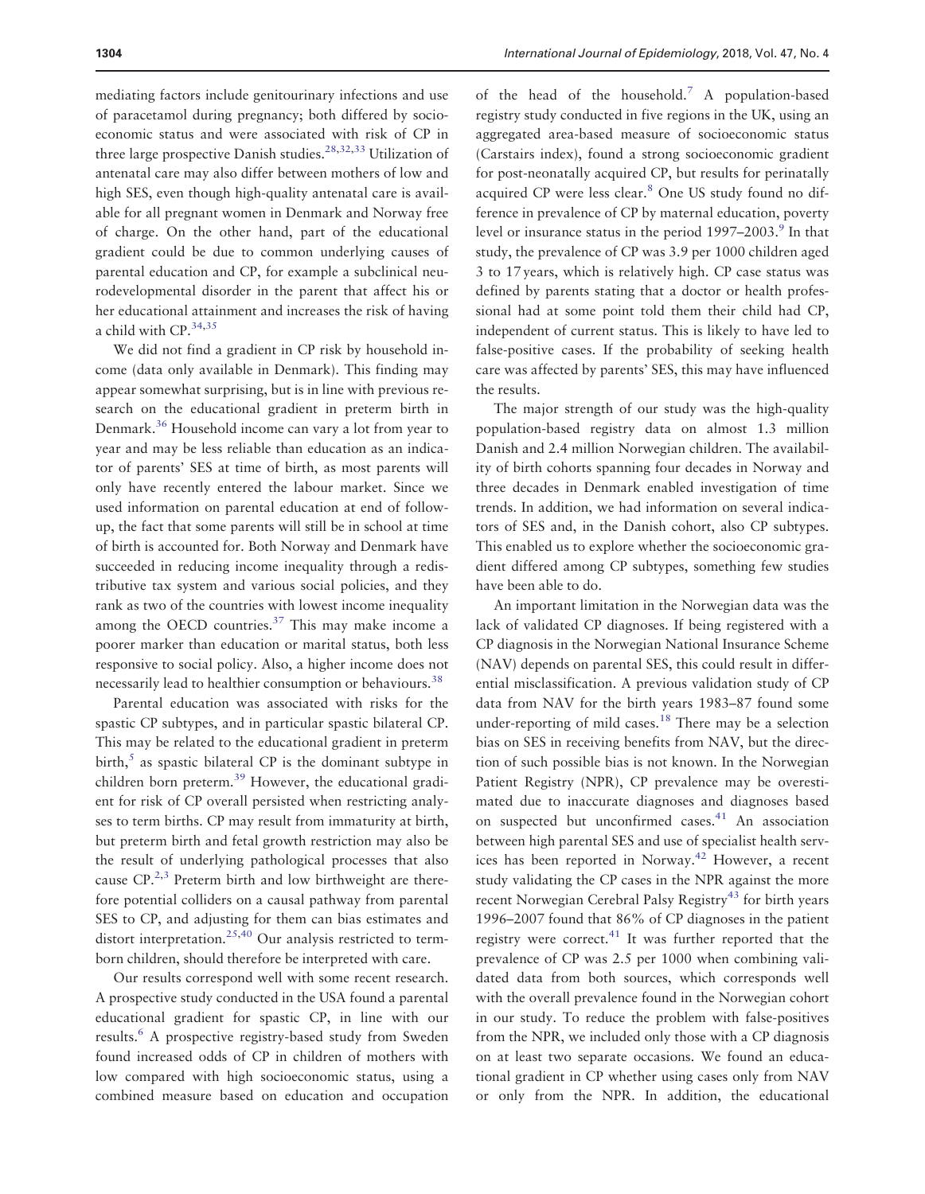mediating factors include genitourinary infections and use of paracetamol during pregnancy; both differed by socioeconomic status and were associated with risk of CP in three large prospective Danish studies.[28,32,33] Utilization of antenatal care may also differ between mothers of low and high SES, even though high-quality antenatal care is available for all pregnant women in Denmark and Norway free of charge. On the other hand, part of the educational gradient could be due to common underlying causes of parental education and CP, for example a subclinical neurodevelopmental disorder in the parent that affect his or her educational attainment and increases the risk of having a child with CP.[34,35]

We did not find a gradient in CP risk by household income (data only available in Denmark). This finding may appear somewhat surprising, but is in line with previous research on the educational gradient in preterm birth in Denmark.[36] Household income can vary a lot from year to year and may be less reliable than education as an indicator of parents' SES at time of birth, as most parents will only have recently entered the labour market. Since we used information on parental education at end of follow-up, the fact that some parents will still be in school at time of birth is accounted for. Both Norway and Denmark have succeeded in reducing income inequality through a redistributive tax system and various social policies, and they rank as two of the countries with lowest income inequality among the OECD countries.[37] This may make income a poorer marker than education or marital status, both less responsive to social policy. Also, a higher income does not necessarily lead to healthier consumption or behaviours.[38]

Parental education was associated with risks for the spastic CP subtypes, and in particular spastic bilateral CP. This may be related to the educational gradient in preterm birth,[5] as spastic bilateral CP is the dominant subtype in children born preterm.[39] However, the educational gradient for risk of CP overall persisted when restricting analyses to term births. CP may result from immaturity at birth, but preterm birth and fetal growth restriction may also be the result of underlying pathological processes that also cause CP.[2,3] Preterm birth and low birthweight are therefore potential colliders on a causal pathway from parental SES to CP, and adjusting for them can bias estimates and distort interpretation.[25,40] Our analysis restricted to term-born children, should therefore be interpreted with care.

Our results correspond well with some recent research. A prospective study conducted in the USA found a parental educational gradient for spastic CP, in line with our results.[6] A prospective registry-based study from Sweden found increased odds of CP in children of mothers with low compared with high socioeconomic status, using a combined measure based on education and occupation of the head of the household.[7] A population-based registry study conducted in five regions in the UK, using an aggregated area-based measure of socioeconomic status (Carstairs index), found a strong socioeconomic gradient for post-neonatally acquired CP, but results for perinatally acquired CP were less clear.[8] One US study found no difference in prevalence of CP by maternal education, poverty level or insurance status in the period 1997–2003.[9] In that study, the prevalence of CP was 3.9 per 1000 children aged 3 to 17 years, which is relatively high. CP case status was defined by parents stating that a doctor or health professional had at some point told them their child had CP, independent of current status. This is likely to have led to false-positive cases. If the probability of seeking health care was affected by parents' SES, this may have influenced the results.

The major strength of our study was the high-quality population-based registry data on almost 1.3 million Danish and 2.4 million Norwegian children. The availability of birth cohorts spanning four decades in Norway and three decades in Denmark enabled investigation of time trends. In addition, we had information on several indicators of SES and, in the Danish cohort, also CP subtypes. This enabled us to explore whether the socioeconomic gradient differed among CP subtypes, something few studies have been able to do.

An important limitation in the Norwegian data was the lack of validated CP diagnoses. If being registered with a CP diagnosis in the Norwegian National Insurance Scheme (NAV) depends on parental SES, this could result in differential misclassification. A previous validation study of CP data from NAV for the birth years 1983–87 found some under-reporting of mild cases.[18] There may be a selection bias on SES in receiving benefits from NAV, but the direction of such possible bias is not known. In the Norwegian Patient Registry (NPR), CP prevalence may be overestimated due to inaccurate diagnoses and diagnoses based on suspected but unconfirmed cases.[41] An association between high parental SES and use of specialist health services has been reported in Norway.[42] However, a recent study validating the CP cases in the NPR against the more recent Norwegian Cerebral Palsy Registry[43] for birth years 1996–2007 found that 86% of CP diagnoses in the patient registry were correct.[41] It was further reported that the prevalence of CP was 2.5 per 1000 when combining validated data from both sources, which corresponds well with the overall prevalence found in the Norwegian cohort in our study. To reduce the problem with false-positives from the NPR, we included only those with a CP diagnosis on at least two separate occasions. We found an educational gradient in CP whether using cases only from NAV or only from the NPR. In addition, the educational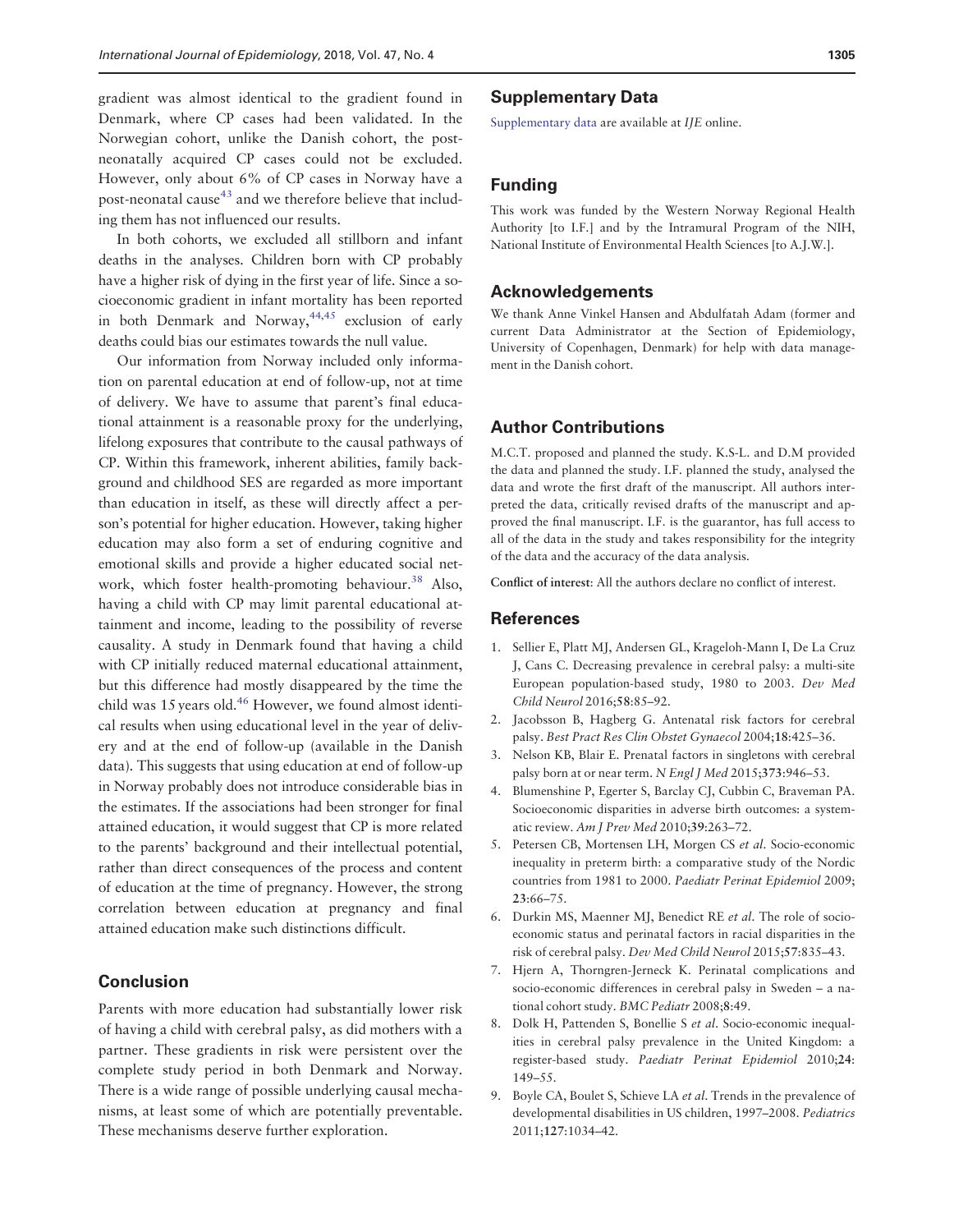gradient was almost identical to the gradient found in Denmark, where CP cases had been validated. In the Norwegian cohort, unlike the Danish cohort, the post-neonatally acquired CP cases could not be excluded. However, only about 6% of CP cases in Norway have a post-neonatal cause[43] and we therefore believe that including them has not influenced our results.

In both cohorts, we excluded all stillborn and infant deaths in the analyses. Children born with CP probably have a higher risk of dying in the first year of life. Since a socioeconomic gradient in infant mortality has been reported in both Denmark and Norway,[44,45] exclusion of early deaths could bias our estimates towards the null value.

Our information from Norway included only information on parental education at end of follow-up, not at time of delivery. We have to assume that parent's final educational attainment is a reasonable proxy for the underlying, lifelong exposures that contribute to the causal pathways of CP. Within this framework, inherent abilities, family background and childhood SES are regarded as more important than education in itself, as these will directly affect a person's potential for higher education. However, taking higher education may also form a set of enduring cognitive and emotional skills and provide a higher educated social network, which foster health-promoting behaviour.[38] Also, having a child with CP may limit parental educational attainment and income, leading to the possibility of reverse causality. A study in Denmark found that having a child with CP initially reduced maternal educational attainment, but this difference had mostly disappeared by the time the child was 15 years old.[46] However, we found almost identical results when using educational level in the year of delivery and at the end of follow-up (available in the Danish data). This suggests that using education at end of follow-up in Norway probably does not introduce considerable bias in the estimates. If the associations had been stronger for final attained education, it would suggest that CP is more related to the parents' background and their intellectual potential, rather than direct consequences of the process and content of education at the time of pregnancy. However, the strong correlation between education at pregnancy and final attained education make such distinctions difficult.

## Conclusion

Parents with more education had substantially lower risk of having a child with cerebral palsy, as did mothers with a partner. These gradients in risk were persistent over the complete study period in both Denmark and Norway. There is a wide range of possible underlying causal mechanisms, at least some of which are potentially preventable. These mechanisms deserve further exploration.

## Supplementary Data

Supplementary data are available at *IJE* online.

## Funding

This work was funded by the Western Norway Regional Health Authority [to I.F.] and by the Intramural Program of the NIH, National Institute of Environmental Health Sciences [to A.J.W.].

## Acknowledgements

We thank Anne Vinkel Hansen and Abdulfatah Adam (former and current Data Administrator at the Section of Epidemiology, University of Copenhagen, Denmark) for help with data management in the Danish cohort.

## Author Contributions

M.C.T. proposed and planned the study. K.S-L. and D.M provided the data and planned the study. I.F. planned the study, analysed the data and wrote the first draft of the manuscript. All authors interpreted the data, critically revised drafts of the manuscript and approved the final manuscript. I.F. is the guarantor, has full access to all of the data in the study and takes responsibility for the integrity of the data and the accuracy of the data analysis.

**Conflict of interest**: All the authors declare no conflict of interest.

## References

1. Sellier E, Platt MJ, Andersen GL, Krageloh-Mann I, De La Cruz J, Cans C. Decreasing prevalence in cerebral palsy: a multi-site European population-based study, 1980 to 2003. *Dev Med Child Neurol* 2016;**58**:85–92.
2. Jacobsson B, Hagberg G. Antenatal risk factors for cerebral palsy. *Best Pract Res Clin Obstet Gynaecol* 2004;**18**:425–36.
3. Nelson KB, Blair E. Prenatal factors in singletons with cerebral palsy born at or near term. *N Engl J Med* 2015;**373**:946–53.
4. Blumenshine P, Egerter S, Barclay CJ, Cubbin C, Braveman PA. Socioeconomic disparities in adverse birth outcomes: a systematic review. *Am J Prev Med* 2010;**39**:263–72.
5. Petersen CB, Mortensen LH, Morgen CS *et al*. Socio-economic inequality in preterm birth: a comparative study of the Nordic countries from 1981 to 2000. *Paediatr Perinat Epidemiol* 2009; **23**:66–75.
6. Durkin MS, Maenner MJ, Benedict RE *et al*. The role of socio-economic status and perinatal factors in racial disparities in the risk of cerebral palsy. *Dev Med Child Neurol* 2015;**57**:835–43.
7. Hjern A, Thorngren-Jerneck K. Perinatal complications and socio-economic differences in cerebral palsy in Sweden – a national cohort study. *BMC Pediatr* 2008;**8**:49.
8. Dolk H, Pattenden S, Bonellie S *et al*. Socio-economic inequalities in cerebral palsy prevalence in the United Kingdom: a register-based study. *Paediatr Perinat Epidemiol* 2010;**24**: 149–55.
9. Boyle CA, Boulet S, Schieve LA *et al*. Trends in the prevalence of developmental disabilities in US children, 1997–2008. *Pediatrics* 2011;**127**:1034–42.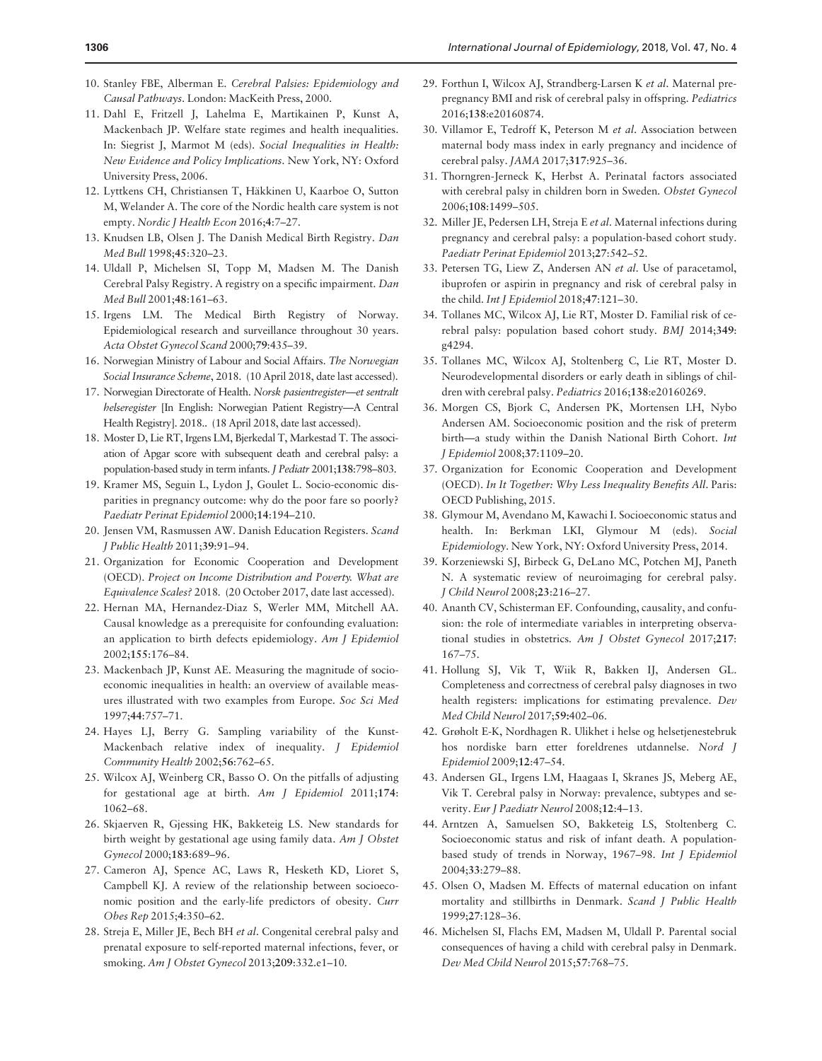10. Stanley FBE, Alberman E. *Cerebral Palsies: Epidemiology and Causal Pathways*. London: MacKeith Press, 2000.
11. Dahl E, Fritzell J, Lahelma E, Martikainen P, Kunst A, Mackenbach JP. Welfare state regimes and health inequalities. In: Siegrist J, Marmot M (eds). *Social Inequalities in Health: New Evidence and Policy Implications*. New York, NY: Oxford University Press, 2006.
12. Lyttkens CH, Christiansen T, Häkkinen U, Kaarboe O, Sutton M, Welander A. The core of the Nordic health care system is not empty. *Nordic J Health Econ* 2016;**4**:7–27.
13. Knudsen LB, Olsen J. The Danish Medical Birth Registry. *Dan Med Bull* 1998;**45**:320–23.
14. Uldall P, Michelsen SI, Topp M, Madsen M. The Danish Cerebral Palsy Registry. A registry on a specific impairment. *Dan Med Bull* 2001;**48**:161–63.
15. Irgens LM. The Medical Birth Registry of Norway. Epidemiological research and surveillance throughout 30 years. *Acta Obstet Gynecol Scand* 2000;**79**:435–39.
16. Norwegian Ministry of Labour and Social Affairs. *The Norwegian Social Insurance Scheme*, 2018. (10 April 2018, date last accessed).
17. Norwegian Directorate of Health. *Norsk pasientregister—et sentralt helseregister* [In English: Norwegian Patient Registry—A Central Health Registry]. 2018.. (18 April 2018, date last accessed).
18. Moster D, Lie RT, Irgens LM, Bjerkedal T, Markestad T. The association of Apgar score with subsequent death and cerebral palsy: a population-based study in term infants. *J Pediatr* 2001;**138**:798–803.
19. Kramer MS, Seguin L, Lydon J, Goulet L. Socio-economic disparities in pregnancy outcome: why do the poor fare so poorly? *Paediatr Perinat Epidemiol* 2000;**14**:194–210.
20. Jensen VM, Rasmussen AW. Danish Education Registers. *Scand J Public Health* 2011;**39**:91–94.
21. Organization for Economic Cooperation and Development (OECD). *Project on Income Distribution and Poverty. What are Equivalence Scales?* 2018. (20 October 2017, date last accessed).
22. Hernan MA, Hernandez-Diaz S, Werler MM, Mitchell AA. Causal knowledge as a prerequisite for confounding evaluation: an application to birth defects epidemiology. *Am J Epidemiol* 2002;**155**:176–84.
23. Mackenbach JP, Kunst AE. Measuring the magnitude of socio-economic inequalities in health: an overview of available measures illustrated with two examples from Europe. *Soc Sci Med* 1997;**44**:757–71.
24. Hayes LJ, Berry G. Sampling variability of the Kunst-Mackenbach relative index of inequality. *J Epidemiol Community Health* 2002;**56**:762–65.
25. Wilcox AJ, Weinberg CR, Basso O. On the pitfalls of adjusting for gestational age at birth. *Am J Epidemiol* 2011;**174**: 1062–68.
26. Skjaerven R, Gjessing HK, Bakketeig LS. New standards for birth weight by gestational age using family data. *Am J Obstet Gynecol* 2000;**183**:689–96.
27. Cameron AJ, Spence AC, Laws R, Hesketh KD, Lioret S, Campbell KJ. A review of the relationship between socioeconomic position and the early-life predictors of obesity. *Curr Obes Rep* 2015;**4**:350–62.
28. Streja E, Miller JE, Bech BH *et al*. Congenital cerebral palsy and prenatal exposure to self-reported maternal infections, fever, or smoking. *Am J Obstet Gynecol* 2013;**209**:332.e1–10.
29. Forthun I, Wilcox AJ, Strandberg-Larsen K *et al*. Maternal prepregnancy BMI and risk of cerebral palsy in offspring. *Pediatrics* 2016;**138**:e20160874.
30. Villamor E, Tedroff K, Peterson M *et al*. Association between maternal body mass index in early pregnancy and incidence of cerebral palsy. *JAMA* 2017;**317**:925–36.
31. Thorngren-Jerneck K, Herbst A. Perinatal factors associated with cerebral palsy in children born in Sweden. *Obstet Gynecol* 2006;**108**:1499–505.
32. Miller JE, Pedersen LH, Streja E *et al*. Maternal infections during pregnancy and cerebral palsy: a population-based cohort study. *Paediatr Perinat Epidemiol* 2013;**27**:542–52.
33. Petersen TG, Liew Z, Andersen AN *et al*. Use of paracetamol, ibuprofen or aspirin in pregnancy and risk of cerebral palsy in the child. *Int J Epidemiol* 2018;**47**:121–30.
34. Tollanes MC, Wilcox AJ, Lie RT, Moster D. Familial risk of cerebral palsy: population based cohort study. *BMJ* 2014;**349**: g4294.
35. Tollanes MC, Wilcox AJ, Stoltenberg C, Lie RT, Moster D. Neurodevelopmental disorders or early death in siblings of children with cerebral palsy. *Pediatrics* 2016;**138**:e20160269.
36. Morgen CS, Bjork C, Andersen PK, Mortensen LH, Nybo Andersen AM. Socioeconomic position and the risk of preterm birth—a study within the Danish National Birth Cohort. *Int J Epidemiol* 2008;**37**:1109–20.
37. Organization for Economic Cooperation and Development (OECD). *In It Together: Why Less Inequality Benefits All*. Paris: OECD Publishing, 2015.
38. Glymour M, Avendano M, Kawachi I. Socioeconomic status and health. In: Berkman LKI, Glymour M (eds). *Social Epidemiology*. New York, NY: Oxford University Press, 2014.
39. Korzeniewski SJ, Birbeck G, DeLano MC, Potchen MJ, Paneth N. A systematic review of neuroimaging for cerebral palsy. *J Child Neurol* 2008;**23**:216–27.
40. Ananth CV, Schisterman EF. Confounding, causality, and confusion: the role of intermediate variables in interpreting observational studies in obstetrics. *Am J Obstet Gynecol* 2017;**217**: 167–75.
41. Hollung SJ, Vik T, Wiik R, Bakken IJ, Andersen GL. Completeness and correctness of cerebral palsy diagnoses in two health registers: implications for estimating prevalence. *Dev Med Child Neurol* 2017;**59**:402–06.
42. Grøholt E-K, Nordhagen R. Ulikhet i helse og helsetjenestebruk hos nordiske barn etter foreldrenes utdannelse. *Nord J Epidemiol* 2009;**12**:47–54.
43. Andersen GL, Irgens LM, Haagaas I, Skranes JS, Meberg AE, Vik T. Cerebral palsy in Norway: prevalence, subtypes and severity. *Eur J Paediatr Neurol* 2008;**12**:4–13.
44. Arntzen A, Samuelsen SO, Bakketeig LS, Stoltenberg C. Socioeconomic status and risk of infant death. A population-based study of trends in Norway, 1967–98. *Int J Epidemiol* 2004;**33**:279–88.
45. Olsen O, Madsen M. Effects of maternal education on infant mortality and stillbirths in Denmark. *Scand J Public Health* 1999;**27**:128–36.
46. Michelsen SI, Flachs EM, Madsen M, Uldall P. Parental social consequences of having a child with cerebral palsy in Denmark. *Dev Med Child Neurol* 2015;**57**:768–75.